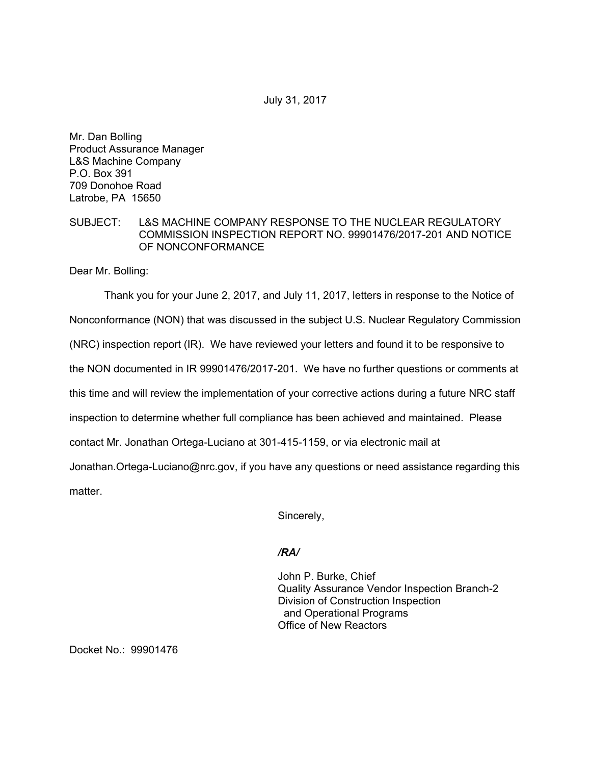July 31, 2017

Mr. Dan Bolling
Product Assurance Manager
L&S Machine Company
P.O. Box 391
709 Donohoe Road
Latrobe, PA 15650

SUBJECT: L&S MACHINE COMPANY RESPONSE TO THE NUCLEAR REGULATORY COMMISSION INSPECTION REPORT NO. 99901476/2017-201 AND NOTICE OF NONCONFORMANCE

Dear Mr. Bolling:

Thank you for your June 2, 2017, and July 11, 2017, letters in response to the Notice of Nonconformance (NON) that was discussed in the subject U.S. Nuclear Regulatory Commission (NRC) inspection report (IR). We have reviewed your letters and found it to be responsive to the NON documented in IR 99901476/2017-201. We have no further questions or comments at this time and will review the implementation of your corrective actions during a future NRC staff inspection to determine whether full compliance has been achieved and maintained. Please contact Mr. Jonathan Ortega-Luciano at 301-415-1159, or via electronic mail at Jonathan.Ortega-Luciano@nrc.gov, if you have any questions or need assistance regarding this matter.

Sincerely,

*/RA/*

John P. Burke, Chief
Quality Assurance Vendor Inspection Branch-2
Division of Construction Inspection
and Operational Programs
Office of New Reactors

Docket No.: 99901476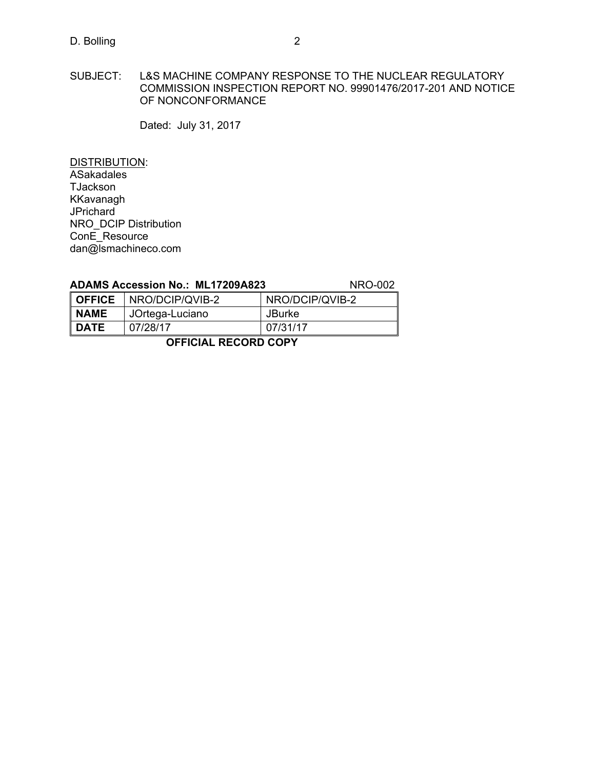SUBJECT: L&S MACHINE COMPANY RESPONSE TO THE NUCLEAR REGULATORY COMMISSION INSPECTION REPORT NO. 99901476/2017-201 AND NOTICE OF NONCONFORMANCE

Dated: July 31, 2017

DISTRIBUTION:
ASakadales
TJackson
KKavanagh
JPrichard
NRO_DCIP Distribution
ConE_Resource
dan@lsmachineco.com

**ADAMS Accession No.: ML17209A823** NRO-002

| **OFFICE** | NRO/DCIP/QVIB-2 | NRO/DCIP/QVIB-2 |
|---|---|---|
| **NAME** | JOrtega-Luciano | JBurke |
| **DATE** | 07/28/17 | 07/31/17 |

**OFFICIAL RECORD COPY**